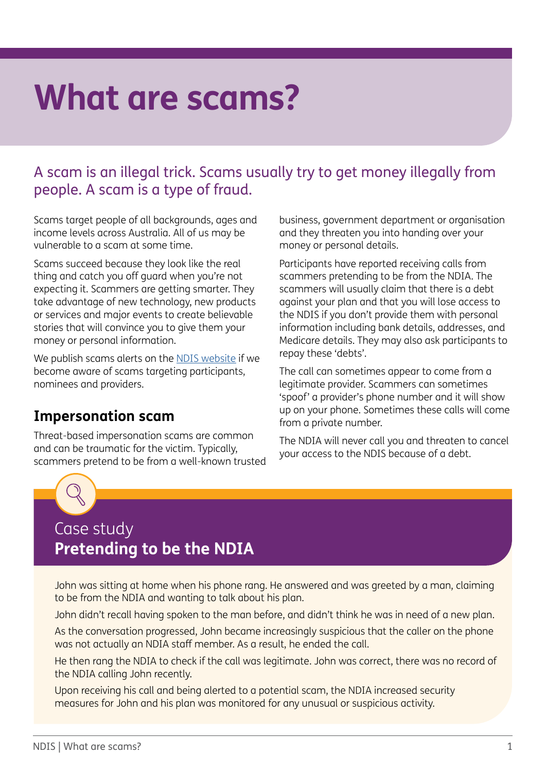# What are scams?

A scam is an illegal trick. Scams usually try to get money illegally from people. A scam is a type of fraud.

Scams target people of all backgrounds, ages and income levels across Australia. All of us may be vulnerable to a scam at some time.

Scams succeed because they look like the real thing and catch you off guard when you're not expecting it. Scammers are getting smarter. They take advantage of new technology, new products or services and major events to create believable stories that will convince you to give them your money or personal information.

We publish scams alerts on the [NDIS website](#) if we become aware of scams targeting participants, nominees and providers.

## Impersonation scam

Threat-based impersonation scams are common and can be traumatic for the victim. Typically, scammers pretend to be from a well-known trusted business, government department or organisation and they threaten you into handing over your money or personal details.

Participants have reported receiving calls from scammers pretending to be from the NDIA. The scammers will usually claim that there is a debt against your plan and that you will lose access to the NDIS if you don't provide them with personal information including bank details, addresses, and Medicare details. They may also ask participants to repay these 'debts'.

The call can sometimes appear to come from a legitimate provider. Scammers can sometimes 'spoof' a provider's phone number and it will show up on your phone. Sometimes these calls will come from a private number.

The NDIA will never call you and threaten to cancel your access to the NDIS because of a debt.

### Case study
**Pretending to be the NDIA**

John was sitting at home when his phone rang. He answered and was greeted by a man, claiming to be from the NDIA and wanting to talk about his plan.

John didn't recall having spoken to the man before, and didn't think he was in need of a new plan.

As the conversation progressed, John became increasingly suspicious that the caller on the phone was not actually an NDIA staff member. As a result, he ended the call.

He then rang the NDIA to check if the call was legitimate. John was correct, there was no record of the NDIA calling John recently.

Upon receiving his call and being alerted to a potential scam, the NDIA increased security measures for John and his plan was monitored for any unusual or suspicious activity.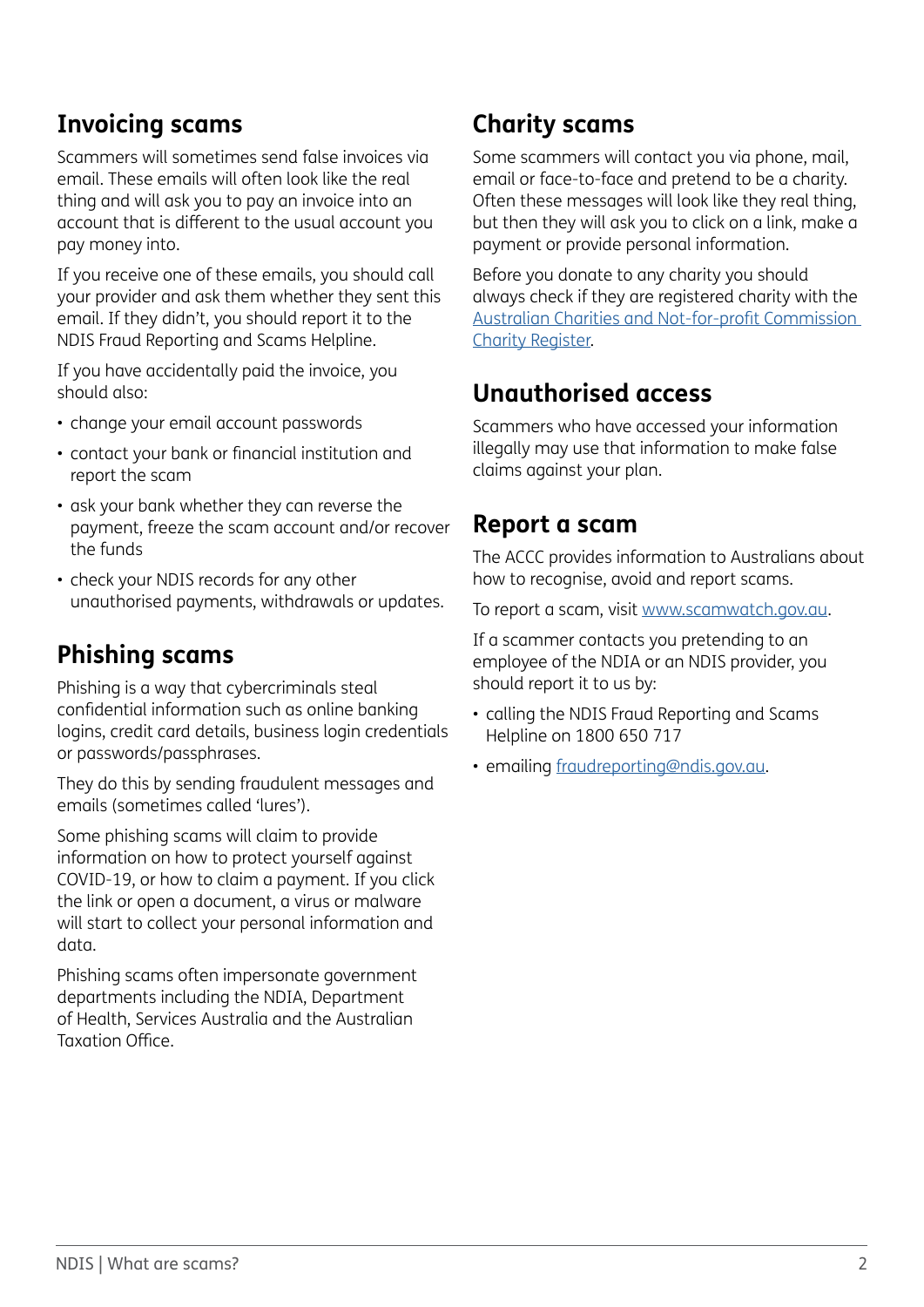## Invoicing scams

Scammers will sometimes send false invoices via email. These emails will often look like the real thing and will ask you to pay an invoice into an account that is different to the usual account you pay money into.

If you receive one of these emails, you should call your provider and ask them whether they sent this email. If they didn't, you should report it to the NDIS Fraud Reporting and Scams Helpline.

If you have accidentally paid the invoice, you should also:

- change your email account passwords
- contact your bank or financial institution and report the scam
- ask your bank whether they can reverse the payment, freeze the scam account and/or recover the funds
- check your NDIS records for any other unauthorised payments, withdrawals or updates.

## Phishing scams

Phishing is a way that cybercriminals steal confidential information such as online banking logins, credit card details, business login credentials or passwords/passphrases.

They do this by sending fraudulent messages and emails (sometimes called 'lures').

Some phishing scams will claim to provide information on how to protect yourself against COVID-19, or how to claim a payment. If you click the link or open a document, a virus or malware will start to collect your personal information and data.

Phishing scams often impersonate government departments including the NDIA, Department of Health, Services Australia and the Australian Taxation Office.

## Charity scams

Some scammers will contact you via phone, mail, email or face-to-face and pretend to be a charity. Often these messages will look like they real thing, but then they will ask you to click on a link, make a payment or provide personal information.

Before you donate to any charity you should always check if they are registered charity with the [Australian Charities and Not-for-profit Commission Charity Register](Australian Charities and Not-for-profit Commission Charity Register).

## Unauthorised access

Scammers who have accessed your information illegally may use that information to make false claims against your plan.

## Report a scam

The ACCC provides information to Australians about how to recognise, avoid and report scams.

To report a scam, visit [www.scamwatch.gov.au](www.scamwatch.gov.au).

If a scammer contacts you pretending to an employee of the NDIA or an NDIS provider, you should report it to us by:

- calling the NDIS Fraud Reporting and Scams Helpline on 1800 650 717
- emailing [fraudreporting@ndis.gov.au](fraudreporting@ndis.gov.au).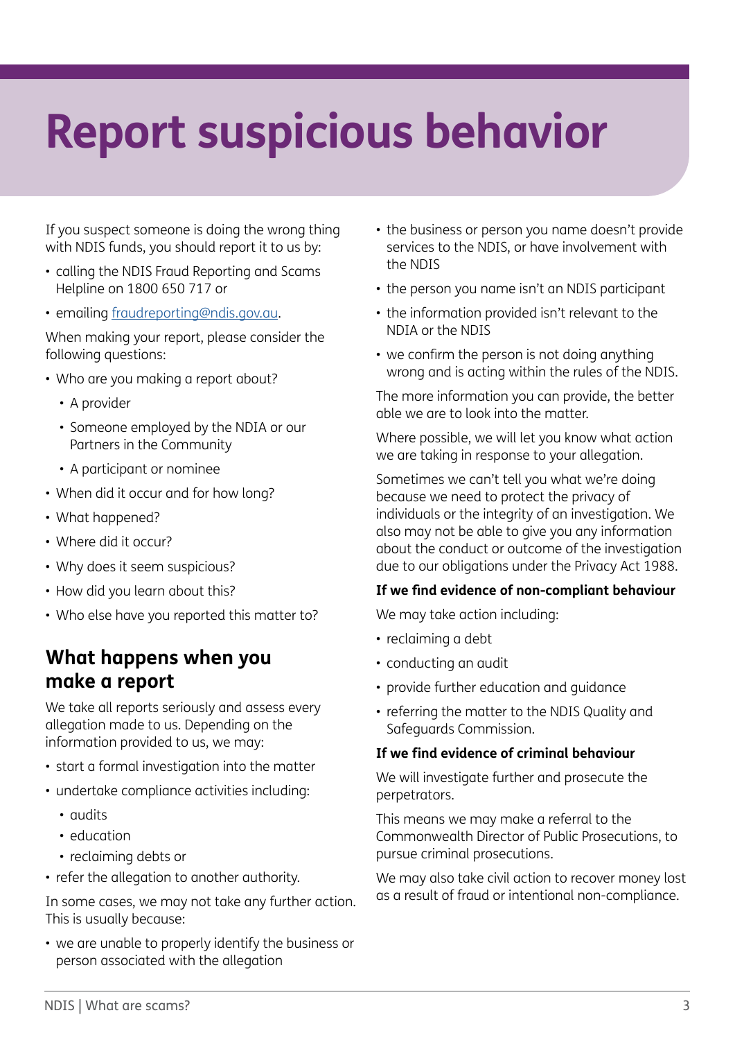# Report suspicious behavior

If you suspect someone is doing the wrong thing with NDIS funds, you should report it to us by:

- calling the NDIS Fraud Reporting and Scams Helpline on 1800 650 717 or
- emailing [fraudreporting@ndis.gov.au](mailto:fraudreporting@ndis.gov.au).

When making your report, please consider the following questions:

- Who are you making a report about?
  - A provider
  - Someone employed by the NDIA or our Partners in the Community
  - A participant or nominee
- When did it occur and for how long?
- What happened?
- Where did it occur?
- Why does it seem suspicious?
- How did you learn about this?
- Who else have you reported this matter to?

## What happens when you make a report

We take all reports seriously and assess every allegation made to us. Depending on the information provided to us, we may:

- start a formal investigation into the matter
- undertake compliance activities including:
  - audits
  - education
  - reclaiming debts or
- refer the allegation to another authority.

In some cases, we may not take any further action. This is usually because:

- we are unable to properly identify the business or person associated with the allegation
- the business or person you name doesn't provide services to the NDIS, or have involvement with the NDIS
- the person you name isn't an NDIS participant
- the information provided isn't relevant to the NDIA or the NDIS
- we confirm the person is not doing anything wrong and is acting within the rules of the NDIS.

The more information you can provide, the better able we are to look into the matter.

Where possible, we will let you know what action we are taking in response to your allegation.

Sometimes we can't tell you what we're doing because we need to protect the privacy of individuals or the integrity of an investigation. We also may not be able to give you any information about the conduct or outcome of the investigation due to our obligations under the Privacy Act 1988.

**If we find evidence of non-compliant behaviour**

We may take action including:

- reclaiming a debt
- conducting an audit
- provide further education and guidance
- referring the matter to the NDIS Quality and Safeguards Commission.

**If we find evidence of criminal behaviour**

We will investigate further and prosecute the perpetrators.

This means we may make a referral to the Commonwealth Director of Public Prosecutions, to pursue criminal prosecutions.

We may also take civil action to recover money lost as a result of fraud or intentional non-compliance.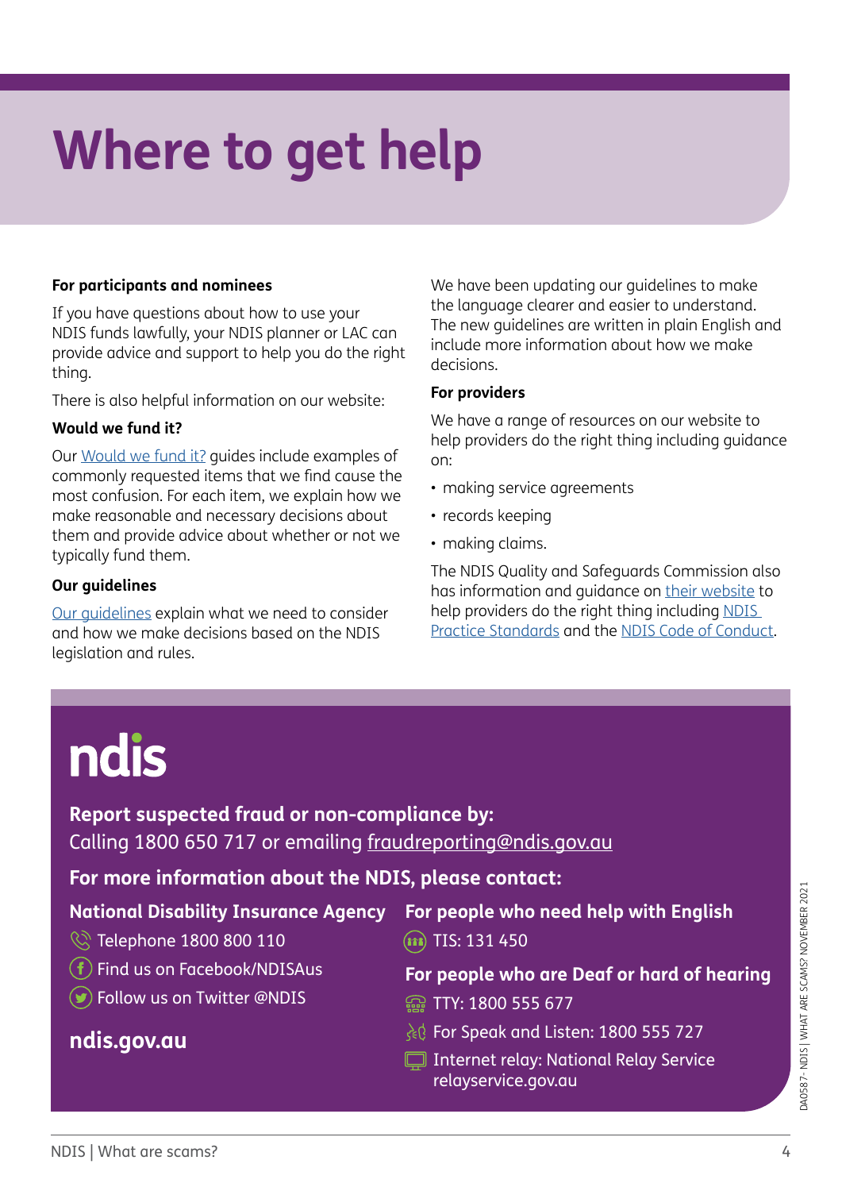# Where to get help

**For participants and nominees**

If you have questions about how to use your NDIS funds lawfully, your NDIS planner or LAC can provide advice and support to help you do the right thing.

There is also helpful information on our website:

**Would we fund it?**

Our Would we fund it? guides include examples of commonly requested items that we find cause the most confusion. For each item, we explain how we make reasonable and necessary decisions about them and provide advice about whether or not we typically fund them.

**Our guidelines**

Our guidelines explain what we need to consider and how we make decisions based on the NDIS legislation and rules.

We have been updating our guidelines to make the language clearer and easier to understand. The new guidelines are written in plain English and include more information about how we make decisions.

**For providers**

We have a range of resources on our website to help providers do the right thing including guidance on:

- making service agreements
- records keeping
- making claims.

The NDIS Quality and Safeguards Commission also has information and guidance on their website to help providers do the right thing including NDIS Practice Standards and the NDIS Code of Conduct.

ndis

**Report suspected fraud or non-compliance by:**
Calling 1800 650 717 or emailing fraudreporting@ndis.gov.au

**For more information about the NDIS, please contact:**

**National Disability Insurance Agency**

Telephone 1800 800 110

Find us on Facebook/NDISAus

Follow us on Twitter @NDIS

**ndis.gov.au**

**For people who need help with English**

TIS: 131 450

**For people who are Deaf or hard of hearing**

TTY: 1800 555 677

For Speak and Listen: 1800 555 727

Internet relay: National Relay Service relayservice.gov.au

DA0587 - NDIS | WHAT ARE SCAMS? NOVEMBER 2021